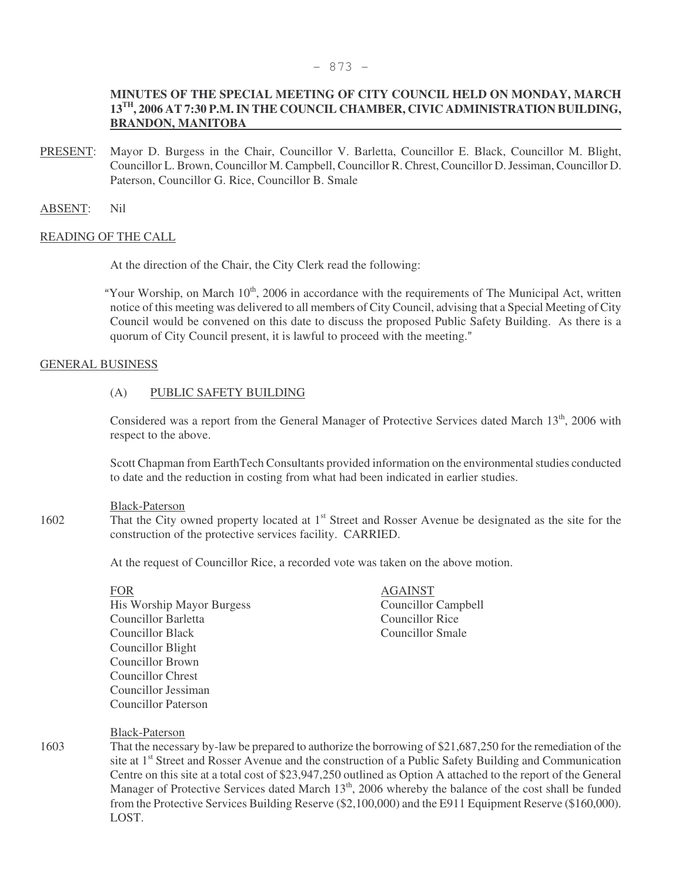# MINUTES OF THE SPECIAL MEETING OF CITY COUNCIL HELD ON MONDAY, MARCH 13TH, 2006 AT 7:30 P.M. IN THE COUNCIL CHAMBER, CIVIC ADMINISTRATION BUILDING, BRANDON, MANITOBA

PRESENT: Mayor D. Burgess in the Chair, Councillor V. Barletta, Councillor E. Black, Councillor M. Blight, Councillor L. Brown, Councillor M. Campbell, Councillor R. Chrest, Councillor D. Jessiman, Councillor D. Paterson, Councillor G. Rice, Councillor B. Smale

ABSENT: Nil

## READING OF THE CALL

At the direction of the Chair, the City Clerk read the following:

"Your Worship, on March 10th, 2006 in accordance with the requirements of The Municipal Act, written notice of this meeting was delivered to all members of City Council, advising that a Special Meeting of City Council would be convened on this date to discuss the proposed Public Safety Building. As there is a quorum of City Council present, it is lawful to proceed with the meeting."

## GENERAL BUSINESS

### (A) PUBLIC SAFETY BUILDING

Considered was a report from the General Manager of Protective Services dated March 13th, 2006 with respect to the above.

Scott Chapman from EarthTech Consultants provided information on the environmental studies conducted to date and the reduction in costing from what had been indicated in earlier studies.

Black-Paterson

1602 That the City owned property located at 1st Street and Rosser Avenue be designated as the site for the construction of the protective services facility. CARRIED.

At the request of Councillor Rice, a recorded vote was taken on the above motion.

| FOR | AGAINST |
|---|---|
| His Worship Mayor Burgess | Councillor Campbell |
| Councillor Barletta | Councillor Rice |
| Councillor Black | Councillor Smale |
| Councillor Blight | |
| Councillor Brown | |
| Councillor Chrest | |
| Councillor Jessiman | |
| Councillor Paterson | |

Black-Paterson

1603 That the necessary by-law be prepared to authorize the borrowing of $21,687,250 for the remediation of the site at 1st Street and Rosser Avenue and the construction of a Public Safety Building and Communication Centre on this site at a total cost of $23,947,250 outlined as Option A attached to the report of the General Manager of Protective Services dated March 13th, 2006 whereby the balance of the cost shall be funded from the Protective Services Building Reserve ($2,100,000) and the E911 Equipment Reserve ($160,000). LOST.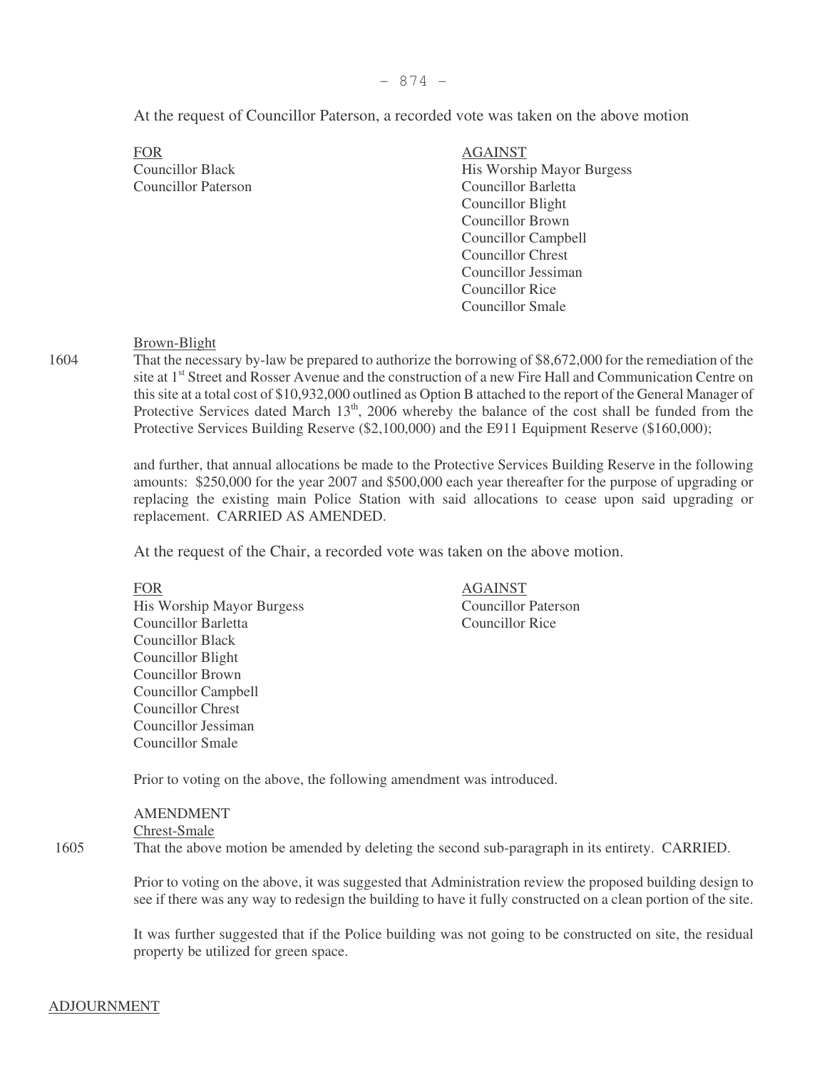At the request of Councillor Paterson, a recorded vote was taken on the above motion

| FOR | AGAINST |
| --- | --- |
| Councillor Black | His Worship Mayor Burgess |
| Councillor Paterson | Councillor Barletta |
| | Councillor Blight |
| | Councillor Brown |
| | Councillor Campbell |
| | Councillor Chrest |
| | Councillor Jessiman |
| | Councillor Rice |
| | Councillor Smale |

Brown-Blight

1604 That the necessary by-law be prepared to authorize the borrowing of $8,672,000 for the remediation of the site at 1st Street and Rosser Avenue and the construction of a new Fire Hall and Communication Centre on this site at a total cost of $10,932,000 outlined as Option B attached to the report of the General Manager of Protective Services dated March 13th, 2006 whereby the balance of the cost shall be funded from the Protective Services Building Reserve ($2,100,000) and the E911 Equipment Reserve ($160,000);

and further, that annual allocations be made to the Protective Services Building Reserve in the following amounts: $250,000 for the year 2007 and $500,000 each year thereafter for the purpose of upgrading or replacing the existing main Police Station with said allocations to cease upon said upgrading or replacement. CARRIED AS AMENDED.

At the request of the Chair, a recorded vote was taken on the above motion.

| FOR | AGAINST |
| --- | --- |
| His Worship Mayor Burgess | Councillor Paterson |
| Councillor Barletta | Councillor Rice |
| Councillor Black | |
| Councillor Blight | |
| Councillor Brown | |
| Councillor Campbell | |
| Councillor Chrest | |
| Councillor Jessiman | |
| Councillor Smale | |

Prior to voting on the above, the following amendment was introduced.

AMENDMENT

Chrest-Smale

1605 That the above motion be amended by deleting the second sub-paragraph in its entirety. CARRIED.

Prior to voting on the above, it was suggested that Administration review the proposed building design to see if there was any way to redesign the building to have it fully constructed on a clean portion of the site.

It was further suggested that if the Police building was not going to be constructed on site, the residual property be utilized for green space.

ADJOURNMENT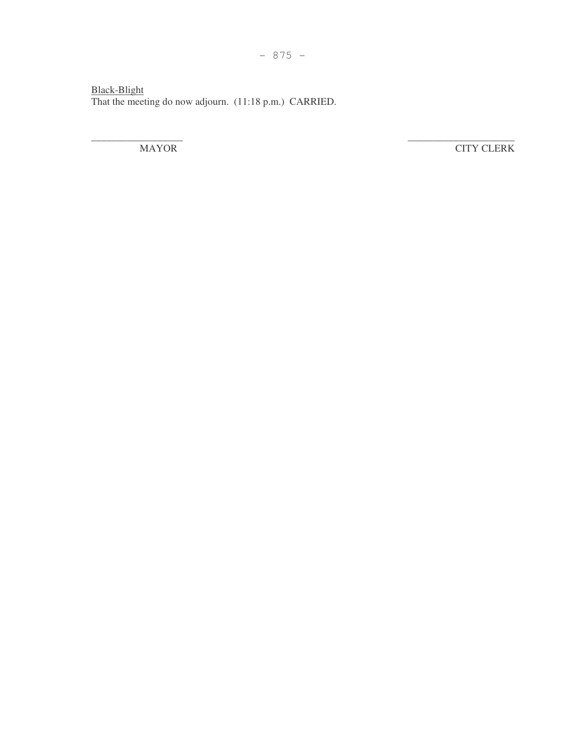<u>Black-Blight</u>
That the meeting do now adjourn.  (11:18 p.m.)  CARRIED.

| | |
|---|---|
| \_\_\_\_\_\_\_\_\_\_\_\_\_\_\_\_\_\_ | \_\_\_\_\_\_\_\_\_\_\_\_\_\_\_\_\_\_\_\_\_ |
| MAYOR | CITY CLERK |